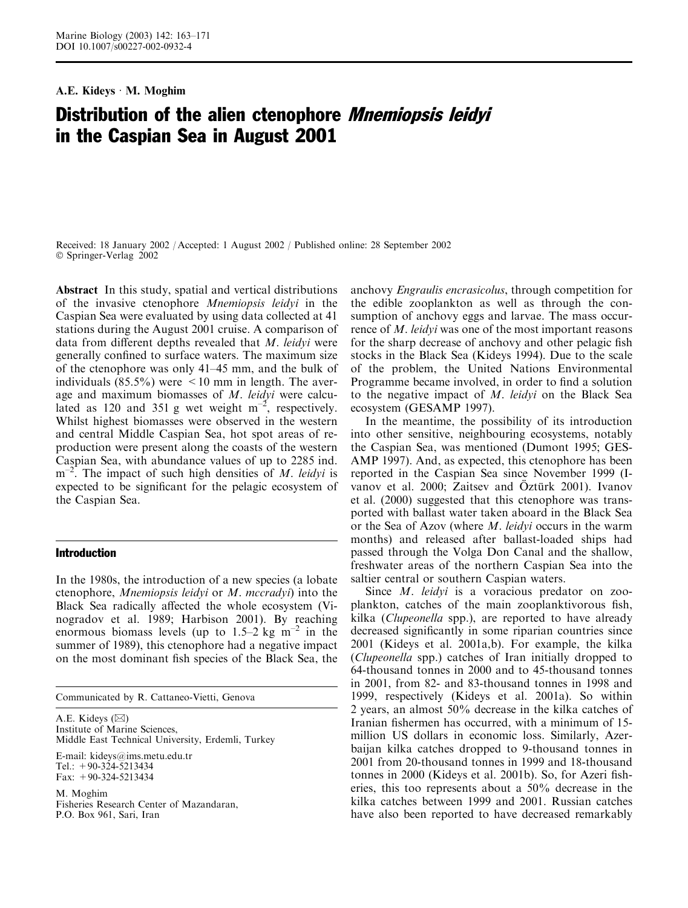A.E. Kideys · M. Moghim

# Distribution of the alien ctenophore *Mnemiopsis leidyi* in the Caspian Sea in August 2001

Received: 18 January 2002 / Accepted: 1 August 2002 / Published online: 28 September 2002
© Springer-Verlag 2002

**Abstract** In this study, spatial and vertical distributions of the invasive ctenophore *Mnemiopsis leidyi* in the Caspian Sea were evaluated by using data collected at 41 stations during the August 2001 cruise. A comparison of data from different depths revealed that *M. leidyi* were generally confined to surface waters. The maximum size of the ctenophore was only 41–45 mm, and the bulk of individuals (85.5%) were <10 mm in length. The average and maximum biomasses of *M. leidyi* were calculated as 120 and 351 g wet weight $m^{-2}$, respectively. Whilst highest biomasses were observed in the western and central Middle Caspian Sea, hot spot areas of reproduction were present along the coasts of the western Caspian Sea, with abundance values of up to 2285 ind. $m^{-2}$. The impact of such high densities of *M. leidyi* is expected to be significant for the pelagic ecosystem of the Caspian Sea.

## Introduction

In the 1980s, the introduction of a new species (a lobate ctenophore, *Mnemiopsis leidyi* or *M. mccradyi*) into the Black Sea radically affected the whole ecosystem (Vinogradov et al. 1989; Harbison 2001). By reaching enormous biomass levels (up to 1.5–2 kg $m^{-2}$ in the summer of 1989), this ctenophore had a negative impact on the most dominant fish species of the Black Sea, the anchovy *Engraulis encrasicolus*, through competition for the edible zooplankton as well as through the consumption of anchovy eggs and larvae. The mass occurrence of *M. leidyi* was one of the most important reasons for the sharp decrease of anchovy and other pelagic fish stocks in the Black Sea (Kideys 1994). Due to the scale of the problem, the United Nations Environmental Programme became involved, in order to find a solution to the negative impact of *M. leidyi* on the Black Sea ecosystem (GESAMP 1997).

In the meantime, the possibility of its introduction into other sensitive, neighbouring ecosystems, notably the Caspian Sea, was mentioned (Dumont 1995; GESAMP 1997). And, as expected, this ctenophore has been reported in the Caspian Sea since November 1999 (Ivanov et al. 2000; Zaitsev and Öztürk 2001). Ivanov et al. (2000) suggested that this ctenophore was transported with ballast water taken aboard in the Black Sea or the Sea of Azov (where *M. leidyi* occurs in the warm months) and released after ballast-loaded ships had passed through the Volga Don Canal and the shallow, freshwater areas of the northern Caspian Sea into the saltier central or southern Caspian waters.

Since *M. leidyi* is a voracious predator on zooplankton, catches of the main zooplanktivorous fish, kilka (*Clupeonella* spp.), are reported to have already decreased significantly in some riparian countries since 2001 (Kideys et al. 2001a,b). For example, the kilka (*Clupeonella* spp.) catches of Iran initially dropped to 64-thousand tonnes in 2000 and to 45-thousand tonnes in 2001, from 82- and 83-thousand tonnes in 1998 and 1999, respectively (Kideys et al. 2001a). So within 2 years, an almost 50% decrease in the kilka catches of Iranian fishermen has occurred, with a minimum of 15-million US dollars in economic loss. Similarly, Azerbaijan kilka catches dropped to 9-thousand tonnes in 2001 from 20-thousand tonnes in 1999 and 18-thousand tonnes in 2000 (Kideys et al. 2001b). So, for Azeri fisheries, this too represents about a 50% decrease in the kilka catches between 1999 and 2001. Russian catches have also been reported to have decreased remarkably

---

Communicated by R. Cattaneo-Vietti, Genova

A.E. Kideys (✉)
Institute of Marine Sciences,
Middle East Technical University, Erdemli, Turkey

E-mail: kideys@ims.metu.edu.tr
Tel.: +90-324-5213434
Fax: +90-324-5213434

M. Moghim
Fisheries Research Center of Mazandaran,
P.O. Box 961, Sari, Iran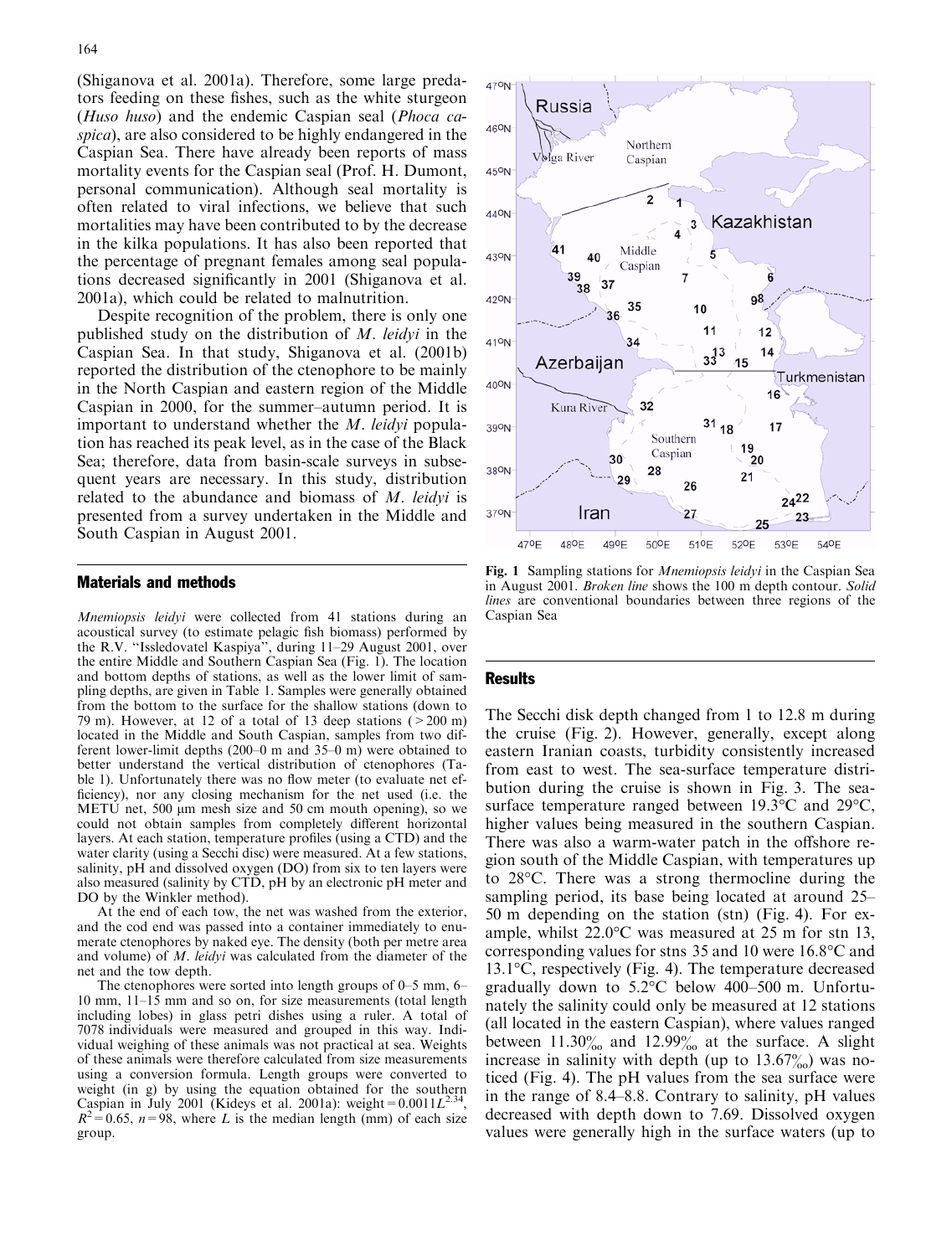(Shiganova et al. 2001a). Therefore, some large predators feeding on these fishes, such as the white sturgeon (*Huso huso*) and the endemic Caspian seal (*Phoca caspica*), are also considered to be highly endangered in the Caspian Sea. There have already been reports of mass mortality events for the Caspian seal (Prof. H. Dumont, personal communication). Although seal mortality is often related to viral infections, we believe that such mortalities may have been contributed to by the decrease in the kilka populations. It has also been reported that the percentage of pregnant females among seal populations decreased significantly in 2001 (Shiganova et al. 2001a), which could be related to malnutrition.

Despite recognition of the problem, there is only one published study on the distribution of *M. leidyi* in the Caspian Sea. In that study, Shiganova et al. (2001b) reported the distribution of the ctenophore to be mainly in the North Caspian and eastern region of the Middle Caspian in 2000, for the summer–autumn period. It is important to understand whether the *M. leidyi* population has reached its peak level, as in the case of the Black Sea; therefore, data from basin-scale surveys in subsequent years are necessary. In this study, distribution related to the abundance and biomass of *M. leidyi* is presented from a survey undertaken in the Middle and South Caspian in August 2001.

## Materials and methods

*Mnemiopsis leidyi* were collected from 41 stations during an acoustical survey (to estimate pelagic fish biomass) performed by the R.V. "Issledovatel Kaspiya", during 11–29 August 2001, over the entire Middle and Southern Caspian Sea (Fig. 1). The location and bottom depths of stations, as well as the lower limit of sampling depths, are given in Table 1. Samples were generally obtained from the bottom to the surface for the shallow stations (down to 79 m). However, at 12 of a total of 13 deep stations (>200 m) located in the Middle and South Caspian, samples from two different lower-limit depths (200–0 m and 35–0 m) were obtained to better understand the vertical distribution of ctenophores (Table 1). Unfortunately there was no flow meter (to evaluate net efficiency), nor any closing mechanism for the net used (i.e. the METU net, 500 μm mesh size and 50 cm mouth opening), so we could not obtain samples from completely different horizontal layers. At each station, temperature profiles (using a CTD) and the water clarity (using a Secchi disc) were measured. At a few stations, salinity, pH and dissolved oxygen (DO) from six to ten layers were also measured (salinity by CTD, pH by an electronic pH meter and DO by the Winkler method).

At the end of each tow, the net was washed from the exterior, and the cod end was passed into a container immediately to enumerate ctenophores by naked eye. The density (both per metre area and volume) of *M. leidyi* was calculated from the diameter of the net and the tow depth.

The ctenophores were sorted into length groups of 0–5 mm, 6–10 mm, 11–15 mm and so on, for size measurements (total length including lobes) in glass petri dishes using a ruler. A total of 7078 individuals were measured and grouped in this way. Individual weighing of these animals was not practical at sea. Weights of these animals were therefore calculated from size measurements using a conversion formula. Length groups were converted to weight (in g) by using the equation obtained for the southern Caspian in July 2001 (Kideys et al. 2001a): weight $= 0.0011L^{2.34}$, $R^2 = 0.65$, $n = 98$, where $L$ is the median length (mm) of each size group.

Fig. 1 Sampling stations for *Mnemiopsis leidyi* in the Caspian Sea in August 2001. *Broken line* shows the 100 m depth contour. *Solid lines* are conventional boundaries between three regions of the Caspian Sea

## Results

The Secchi disk depth changed from 1 to 12.8 m during the cruise (Fig. 2). However, generally, except along eastern Iranian coasts, turbidity consistently increased from east to west. The sea-surface temperature distribution during the cruise is shown in Fig. 3. The sea-surface temperature ranged between 19.3°C and 29°C, higher values being measured in the southern Caspian. There was also a warm-water patch in the offshore region south of the Middle Caspian, with temperatures up to 28°C. There was a strong thermocline during the sampling period, its base being located at around 25–50 m depending on the station (stn) (Fig. 4). For example, whilst 22.0°C was measured at 25 m for stn 13, corresponding values for stns 35 and 10 were 16.8°C and 13.1°C, respectively (Fig. 4). The temperature decreased gradually down to 5.2°C below 400–500 m. Unfortunately the salinity could only be measured at 12 stations (all located in the eastern Caspian), where values ranged between 11.30‰ and 12.99‰ at the surface. A slight increase in salinity with depth (up to 13.67‰) was noticed (Fig. 4). The pH values from the sea surface were in the range of 8.4–8.8. Contrary to salinity, pH values decreased with depth down to 7.69. Dissolved oxygen values were generally high in the surface waters (up to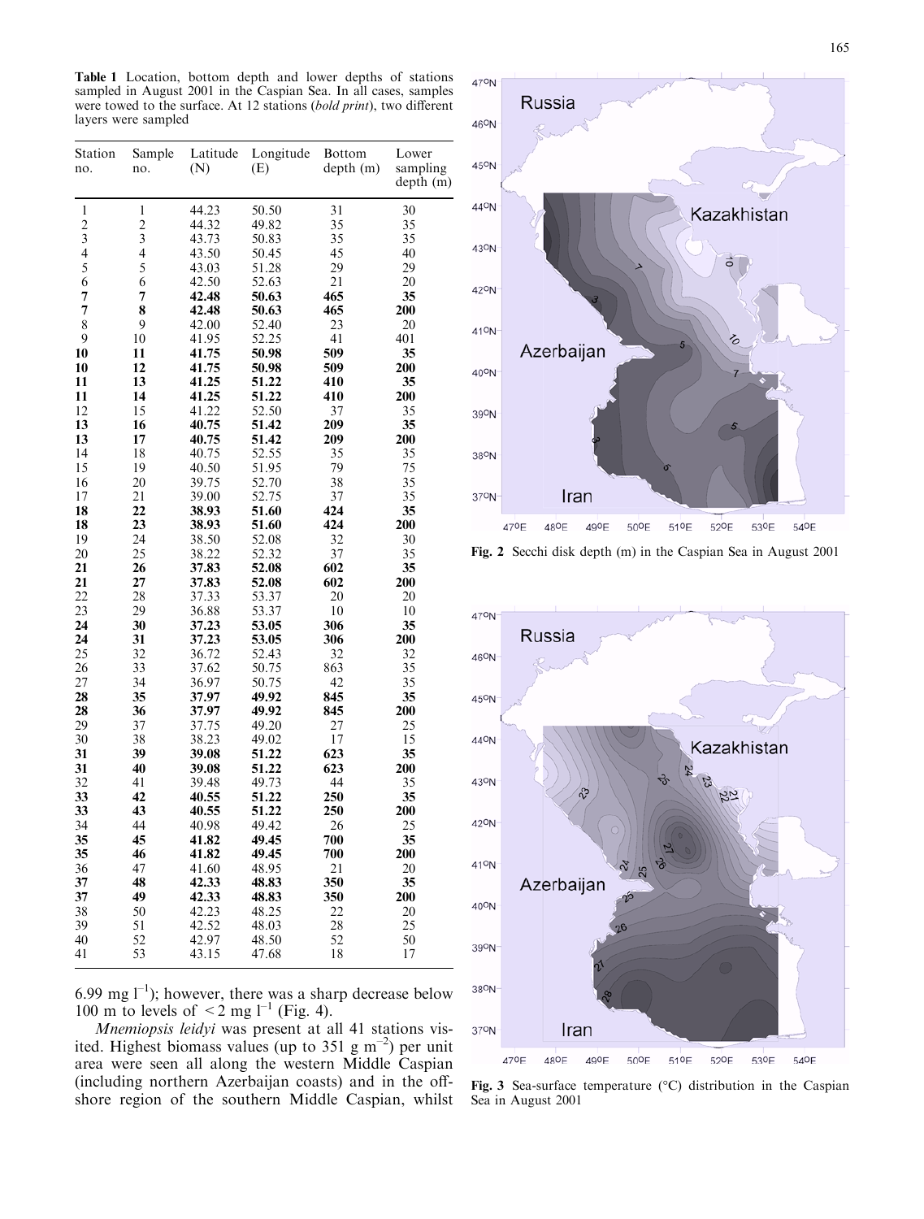**Table 1** Location, bottom depth and lower depths of stations sampled in August 2001 in the Caspian Sea. In all cases, samples were towed to the surface. At 12 stations (*bold print*), two different layers were sampled

| Station no. | Sample no. | Latitude (N) | Longitude (E) | Bottom depth (m) | Lower sampling depth (m) |
|---|---|---|---|---|---|
| 1 | 1 | 44.23 | 50.50 | 31 | 30 |
| 2 | 2 | 44.32 | 49.82 | 35 | 35 |
| 3 | 3 | 43.73 | 50.83 | 35 | 35 |
| 4 | 4 | 43.50 | 50.45 | 45 | 40 |
| 5 | 5 | 43.03 | 51.28 | 29 | 29 |
| 6 | 6 | 42.50 | 52.63 | 21 | 20 |
| **7** | **7** | **42.48** | **50.63** | **465** | **35** |
| **7** | **8** | **42.48** | **50.63** | **465** | **200** |
| 8 | 9 | 42.00 | 52.40 | 23 | 20 |
| 9 | 10 | 41.95 | 52.25 | 41 | 401 |
| **10** | **11** | **41.75** | **50.98** | **509** | **35** |
| **10** | **12** | **41.75** | **50.98** | **509** | **200** |
| **11** | **13** | **41.25** | **51.22** | **410** | **35** |
| **11** | **14** | **41.25** | **51.22** | **410** | **200** |
| 12 | 15 | 41.22 | 52.50 | 37 | 35 |
| **13** | **16** | **40.75** | **51.42** | **209** | **35** |
| **13** | **17** | **40.75** | **51.42** | **209** | **200** |
| 14 | 18 | 40.75 | 52.55 | 35 | 35 |
| 15 | 19 | 40.50 | 51.95 | 79 | 75 |
| 16 | 20 | 39.75 | 52.70 | 38 | 35 |
| 17 | 21 | 39.00 | 52.75 | 37 | 35 |
| **18** | **22** | **38.93** | **51.60** | **424** | **35** |
| **18** | **23** | **38.93** | **51.60** | **424** | **200** |
| 19 | 24 | 38.50 | 52.08 | 32 | 30 |
| 20 | 25 | 38.22 | 52.32 | 37 | 35 |
| **21** | **26** | **37.83** | **52.08** | **602** | **35** |
| **21** | **27** | **37.83** | **52.08** | **602** | **200** |
| 22 | 28 | 37.33 | 53.37 | 20 | 20 |
| 23 | 29 | 36.88 | 53.37 | 10 | 10 |
| **24** | **30** | **37.23** | **53.05** | **306** | **35** |
| **24** | **31** | **37.23** | **53.05** | **306** | **200** |
| 25 | 32 | 36.72 | 52.43 | 32 | 32 |
| 26 | 33 | 37.62 | 50.75 | 863 | 35 |
| 27 | 34 | 36.97 | 50.75 | 42 | 35 |
| **28** | **35** | **37.97** | **49.92** | **845** | **35** |
| **28** | **36** | **37.97** | **49.92** | **845** | **200** |
| 29 | 37 | 37.75 | 49.20 | 27 | 25 |
| 30 | 38 | 38.23 | 49.02 | 17 | 15 |
| **31** | **39** | **39.08** | **51.22** | **623** | **35** |
| **31** | **40** | **39.08** | **51.22** | **623** | **200** |
| 32 | 41 | 39.48 | 49.73 | 44 | 35 |
| **33** | **42** | **40.55** | **51.22** | **250** | **35** |
| **33** | **43** | **40.55** | **51.22** | **250** | **200** |
| 34 | 44 | 40.98 | 49.42 | 26 | 25 |
| **35** | **45** | **41.82** | **49.45** | **700** | **35** |
| **35** | **46** | **41.82** | **49.45** | **700** | **200** |
| 36 | 47 | 41.60 | 48.95 | 21 | 20 |
| **37** | **48** | **42.33** | **48.83** | **350** | **35** |
| **37** | **49** | **42.33** | **48.83** | **350** | **200** |
| 38 | 50 | 42.23 | 48.25 | 22 | 20 |
| 39 | 51 | 42.52 | 48.03 | 28 | 25 |
| 40 | 52 | 42.97 | 48.50 | 52 | 50 |
| 41 | 53 | 43.15 | 47.68 | 18 | 17 |

6.99 mg $l^{-1}$); however, there was a sharp decrease below 100 m to levels of $<2$ mg $l^{-1}$ (Fig. 4).

*Mnemiopsis leidyi* was present at all 41 stations visited. Highest biomass values (up to 351 g $m^{-2}$) per unit area were seen all along the western Middle Caspian (including northern Azerbaijan coasts) and in the offshore region of the southern Middle Caspian, whilst

**Fig. 2** Secchi disk depth (m) in the Caspian Sea in August 2001

**Fig. 3** Sea-surface temperature (°C) distribution in the Caspian Sea in August 2001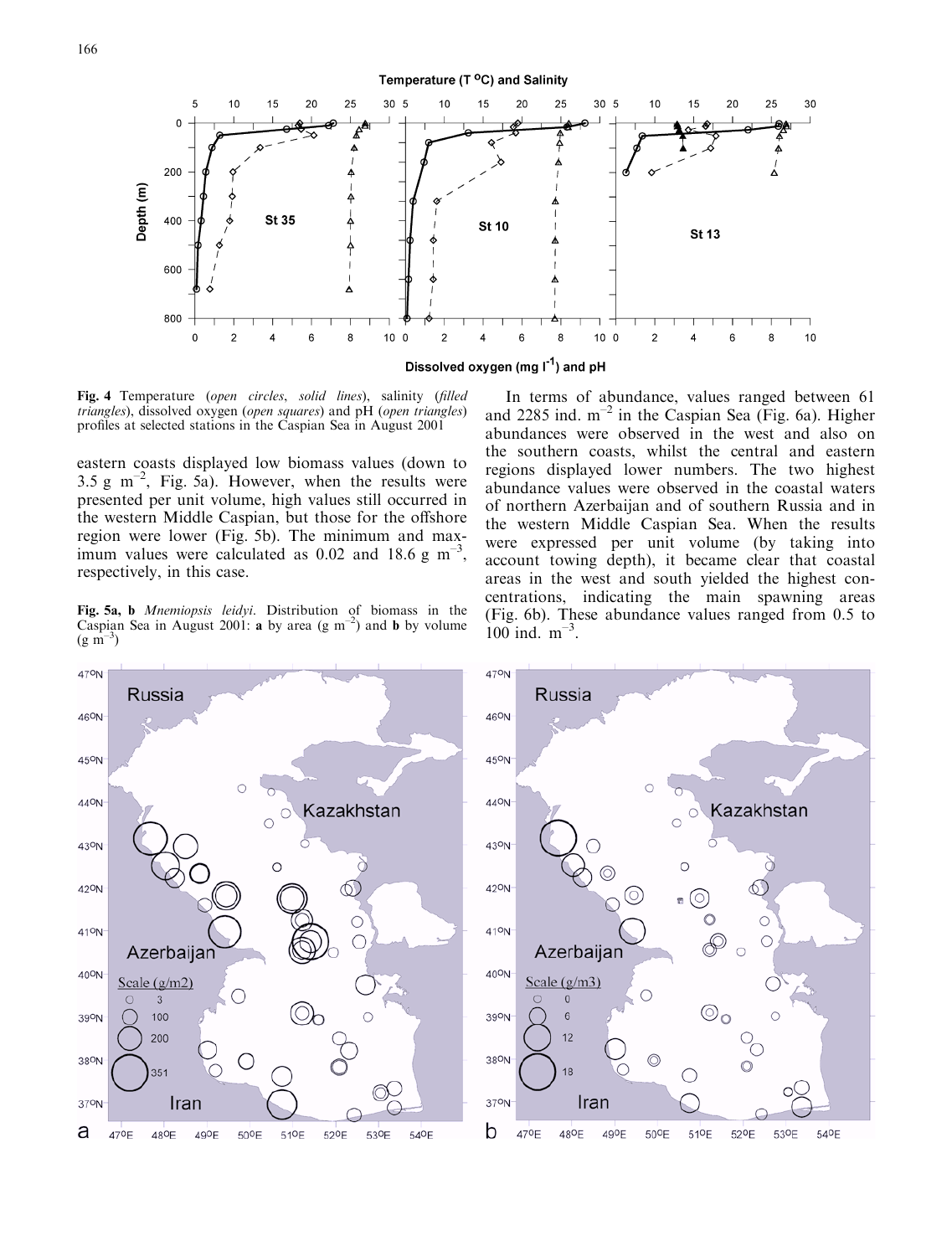Fig. 4 Temperature (*open circles*, *solid lines*), salinity (*filled triangles*), dissolved oxygen (*open squares*) and pH (*open triangles*) profiles at selected stations in the Caspian Sea in August 2001

eastern coasts displayed low biomass values (down to 3.5 g $m^{-2}$, Fig. 5a). However, when the results were presented per unit volume, high values still occurred in the western Middle Caspian, but those for the offshore region were lower (Fig. 5b). The minimum and maximum values were calculated as 0.02 and 18.6 g $m^{-3}$, respectively, in this case.

Fig. 5a, b *Mnemiopsis leidyi*. Distribution of biomass in the Caspian Sea in August 2001: **a** by area (g $m^{-2}$) and **b** by volume (g $m^{-3}$)

In terms of abundance, values ranged between 61 and 2285 ind. $m^{-2}$ in the Caspian Sea (Fig. 6a). Higher abundances were observed in the west and also on the southern coasts, whilst the central and eastern regions displayed lower numbers. The two highest abundance values were observed in the coastal waters of northern Azerbaijan and of southern Russia and in the western Middle Caspian Sea. When the results were expressed per unit volume (by taking into account towing depth), it became clear that coastal areas in the west and south yielded the highest concentrations, indicating the main spawning areas (Fig. 6b). These abundance values ranged from 0.5 to 100 ind. $m^{-3}$.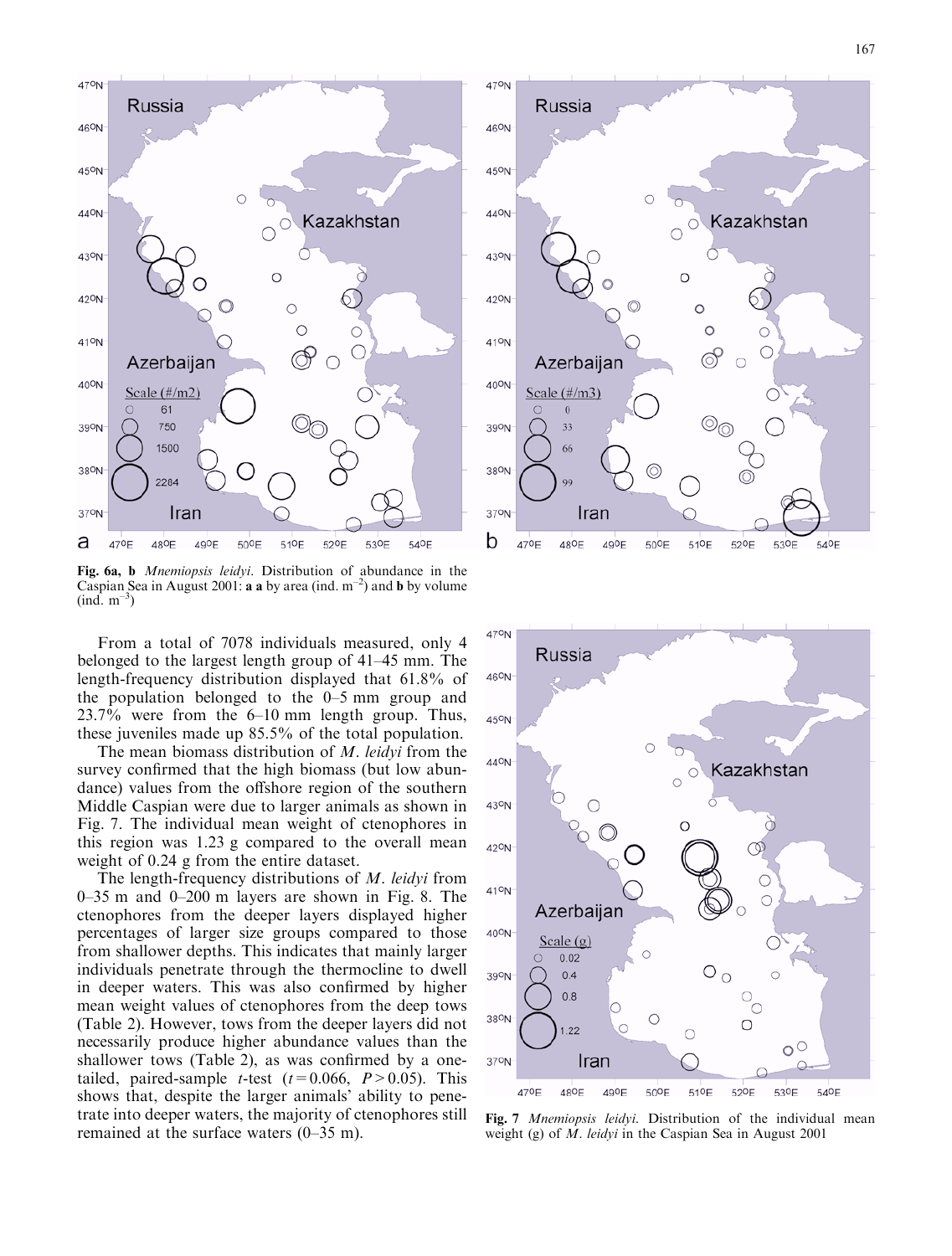Fig. 6a, b *Mnemiopsis leidyi*. Distribution of abundance in the Caspian Sea in August 2001: **a a** by area (ind. $m^{-2}$) and **b** by volume (ind. $m^{-3}$)

From a total of 7078 individuals measured, only 4 belonged to the largest length group of 41–45 mm. The length-frequency distribution displayed that 61.8% of the population belonged to the 0–5 mm group and 23.7% were from the 6–10 mm length group. Thus, these juveniles made up 85.5% of the total population.

The mean biomass distribution of *M. leidyi* from the survey confirmed that the high biomass (but low abundance) values from the offshore region of the southern Middle Caspian were due to larger animals as shown in Fig. 7. The individual mean weight of ctenophores in this region was 1.23 g compared to the overall mean weight of 0.24 g from the entire dataset.

The length-frequency distributions of *M. leidyi* from 0–35 m and 0–200 m layers are shown in Fig. 8. The ctenophores from the deeper layers displayed higher percentages of larger size groups compared to those from shallower depths. This indicates that mainly larger individuals penetrate through the thermocline to dwell in deeper waters. This was also confirmed by higher mean weight values of ctenophores from the deep tows (Table 2). However, tows from the deeper layers did not necessarily produce higher abundance values than the shallower tows (Table 2), as was confirmed by a one-tailed, paired-sample *t*-test ($t = 0.066$, $P > 0.05$). This shows that, despite the larger animals' ability to penetrate into deeper waters, the majority of ctenophores still remained at the surface waters (0–35 m).

Fig. 7 *Mnemiopsis leidyi*. Distribution of the individual mean weight (g) of *M. leidyi* in the Caspian Sea in August 2001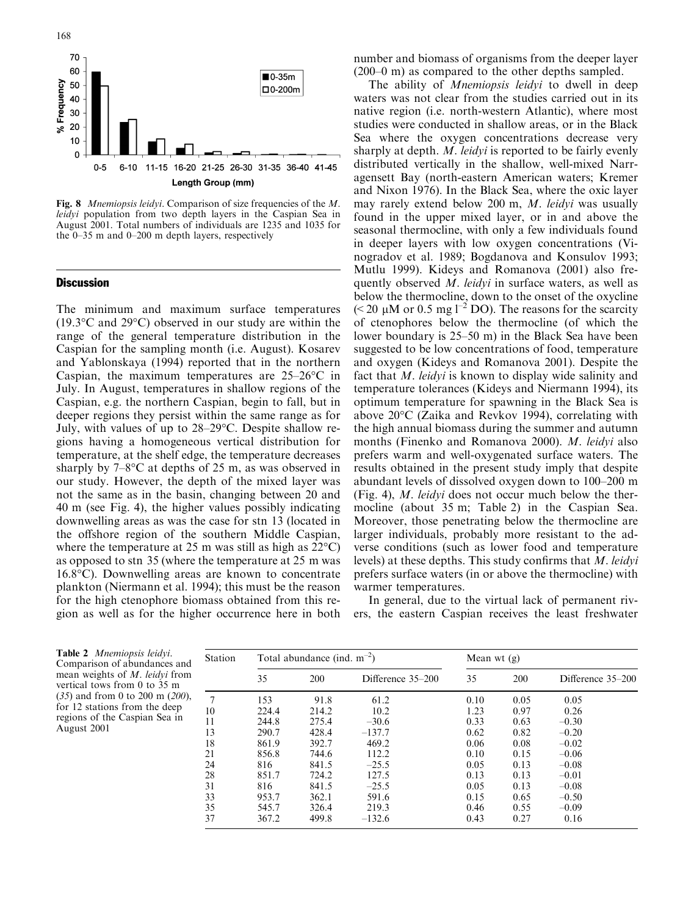Fig. 8 *Mnemiopsis leidyi*. Comparison of size frequencies of the *M. leidyi* population from two depth layers in the Caspian Sea in August 2001. Total numbers of individuals are 1235 and 1035 for the 0–35 m and 0–200 m depth layers, respectively

## Discussion

The minimum and maximum surface temperatures (19.3°C and 29°C) observed in our study are within the range of the general temperature distribution in the Caspian for the sampling month (i.e. August). Kosarev and Yablonskaya (1994) reported that in the northern Caspian, the maximum temperatures are 25–26°C in July. In August, temperatures in shallow regions of the Caspian, e.g. the northern Caspian, begin to fall, but in deeper regions they persist within the same range as for July, with values of up to 28–29°C. Despite shallow regions having a homogeneous vertical distribution for temperature, at the shelf edge, the temperature decreases sharply by 7–8°C at depths of 25 m, as was observed in our study. However, the depth of the mixed layer was not the same as in the basin, changing between 20 and 40 m (see Fig. 4), the higher values possibly indicating downwelling areas as was the case for stn 13 (located in the offshore region of the southern Middle Caspian, where the temperature at 25 m was still as high as 22°C) as opposed to stn 35 (where the temperature at 25 m was 16.8°C). Downwelling areas are known to concentrate plankton (Niermann et al. 1994); this must be the reason for the high ctenophore biomass obtained from this region as well as for the higher occurrence here in both number and biomass of organisms from the deeper layer (200–0 m) as compared to the other depths sampled.

The ability of *Mnemiopsis leidyi* to dwell in deep waters was not clear from the studies carried out in its native region (i.e. north-western Atlantic), where most studies were conducted in shallow areas, or in the Black Sea where the oxygen concentrations decrease very sharply at depth. *M. leidyi* is reported to be fairly evenly distributed vertically in the shallow, well-mixed Narragensett Bay (north-eastern American waters; Kremer and Nixon 1976). In the Black Sea, where the oxic layer may rarely extend below 200 m, *M. leidyi* was usually found in the upper mixed layer, or in and above the seasonal thermocline, with only a few individuals found in deeper layers with low oxygen concentrations (Vinogradov et al. 1989; Bogdanova and Konsulov 1993; Mutlu 1999). Kideys and Romanova (2001) also frequently observed *M. leidyi* in surface waters, as well as below the thermocline, down to the onset of the oxycline (< 20 μM or 0.5 mg $l^{-2}$ DO). The reasons for the scarcity of ctenophores below the thermocline (of which the lower boundary is 25–50 m) in the Black Sea have been suggested to be low concentrations of food, temperature and oxygen (Kideys and Romanova 2001). Despite the fact that *M. leidyi* is known to display wide salinity and temperature tolerances (Kideys and Niermann 1994), its optimum temperature for spawning in the Black Sea is above 20°C (Zaika and Revkov 1994), correlating with the high annual biomass during the summer and autumn months (Finenko and Romanova 2000). *M. leidyi* also prefers warm and well-oxygenated surface waters. The results obtained in the present study imply that despite abundant levels of dissolved oxygen down to 100–200 m (Fig. 4), *M. leidyi* does not occur much below the thermocline (about 35 m; Table 2) in the Caspian Sea. Moreover, those penetrating below the thermocline are larger individuals, probably more resistant to the adverse conditions (such as lower food and temperature levels) at these depths. This study confirms that *M. leidyi* prefers surface waters (in or above the thermocline) with warmer temperatures.

In general, due to the virtual lack of permanent rivers, the eastern Caspian receives the least freshwater

**Table 2** *Mnemiopsis leidyi*. Comparison of abundances and mean weights of *M. leidyi* from vertical tows from 0 to 35 m (*35*) and from 0 to 200 m (*200*), for 12 stations from the deep regions of the Caspian Sea in August 2001

| Station | Total abundance (ind. $m^{-2}$) | | | Mean wt (g) | | |
|---|---|---|---|---|---|---|
| | 35 | 200 | Difference 35–200 | 35 | 200 | Difference 35–200 |
| 7 | 153 | 91.8 | 61.2 | 0.10 | 0.05 | 0.05 |
| 10 | 224.4 | 214.2 | 10.2 | 1.23 | 0.97 | 0.26 |
| 11 | 244.8 | 275.4 | −30.6 | 0.33 | 0.63 | −0.30 |
| 13 | 290.7 | 428.4 | −137.7 | 0.62 | 0.82 | −0.20 |
| 18 | 861.9 | 392.7 | 469.2 | 0.06 | 0.08 | −0.02 |
| 21 | 856.8 | 744.6 | 112.2 | 0.10 | 0.15 | −0.06 |
| 24 | 816 | 841.5 | −25.5 | 0.05 | 0.13 | −0.08 |
| 28 | 851.7 | 724.2 | 127.5 | 0.13 | 0.13 | −0.01 |
| 31 | 816 | 841.5 | −25.5 | 0.05 | 0.13 | −0.08 |
| 33 | 953.7 | 362.1 | 591.6 | 0.15 | 0.65 | −0.50 |
| 35 | 545.7 | 326.4 | 219.3 | 0.46 | 0.55 | −0.09 |
| 37 | 367.2 | 499.8 | −132.6 | 0.43 | 0.27 | 0.16 |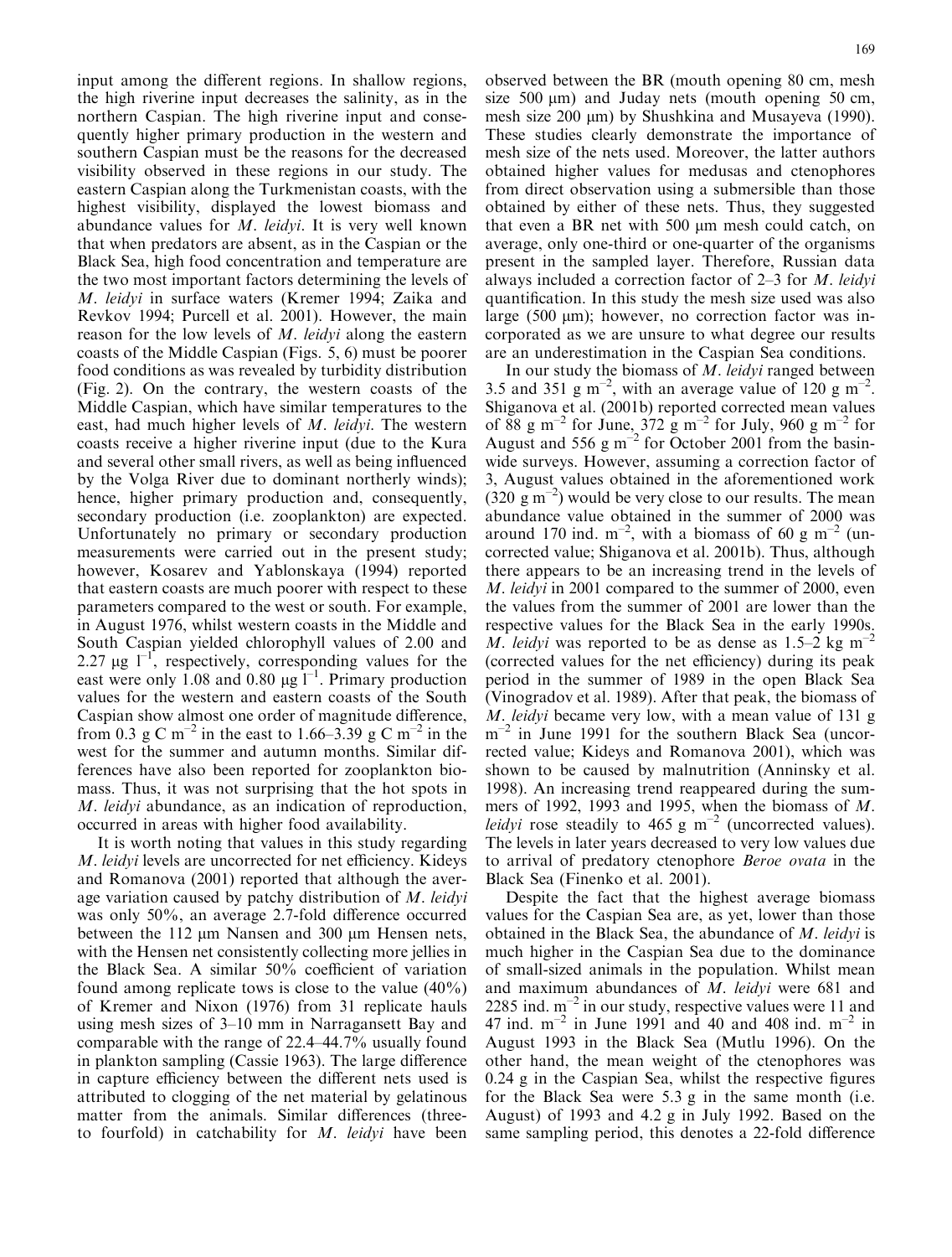input among the different regions. In shallow regions, the high riverine input decreases the salinity, as in the northern Caspian. The high riverine input and consequently higher primary production in the western and southern Caspian must be the reasons for the decreased visibility observed in these regions in our study. The eastern Caspian along the Turkmenistan coasts, with the highest visibility, displayed the lowest biomass and abundance values for *M. leidyi*. It is very well known that when predators are absent, as in the Caspian or the Black Sea, high food concentration and temperature are the two most important factors determining the levels of *M. leidyi* in surface waters (Kremer 1994; Zaika and Revkov 1994; Purcell et al. 2001). However, the main reason for the low levels of *M. leidyi* along the eastern coasts of the Middle Caspian (Figs. 5, 6) must be poorer food conditions as was revealed by turbidity distribution (Fig. 2). On the contrary, the western coasts of the Middle Caspian, which have similar temperatures to the east, had much higher levels of *M. leidyi*. The western coasts receive a higher riverine input (due to the Kura and several other small rivers, as well as being influenced by the Volga River due to dominant northerly winds); hence, higher primary production and, consequently, secondary production (i.e. zooplankton) are expected. Unfortunately no primary or secondary production measurements were carried out in the present study; however, Kosarev and Yablonskaya (1994) reported that eastern coasts are much poorer with respect to these parameters compared to the west or south. For example, in August 1976, whilst western coasts in the Middle and South Caspian yielded chlorophyll values of 2.00 and 2.27 $\mu g\ l^{-1}$, respectively, corresponding values for the east were only 1.08 and 0.80 $\mu g\ l^{-1}$. Primary production values for the western and eastern coasts of the South Caspian show almost one order of magnitude difference, from 0.3 g C $m^{-2}$ in the east to 1.66–3.39 g C $m^{-2}$ in the west for the summer and autumn months. Similar differences have also been reported for zooplankton biomass. Thus, it was not surprising that the hot spots in *M. leidyi* abundance, as an indication of reproduction, occurred in areas with higher food availability.

It is worth noting that values in this study regarding *M. leidyi* levels are uncorrected for net efficiency. Kideys and Romanova (2001) reported that although the average variation caused by patchy distribution of *M. leidyi* was only 50%, an average 2.7-fold difference occurred between the 112 μm Nansen and 300 μm Hensen nets, with the Hensen net consistently collecting more jellies in the Black Sea. A similar 50% coefficient of variation found among replicate tows is close to the value (40%) of Kremer and Nixon (1976) from 31 replicate hauls using mesh sizes of 3–10 mm in Narragansett Bay and comparable with the range of 22.4–44.7% usually found in plankton sampling (Cassie 1963). The large difference in capture efficiency between the different nets used is attributed to clogging of the net material by gelatinous matter from the animals. Similar differences (three- to fourfold) in catchability for *M. leidyi* have been observed between the BR (mouth opening 80 cm, mesh size 500 μm) and Juday nets (mouth opening 50 cm, mesh size 200 μm) by Shushkina and Musayeva (1990). These studies clearly demonstrate the importance of mesh size of the nets used. Moreover, the latter authors obtained higher values for medusas and ctenophores from direct observation using a submersible than those obtained by either of these nets. Thus, they suggested that even a BR net with 500 μm mesh could catch, on average, only one-third or one-quarter of the organisms present in the sampled layer. Therefore, Russian data always included a correction factor of 2–3 for *M. leidyi* quantification. In this study the mesh size used was also large (500 μm); however, no correction factor was incorporated as we are unsure to what degree our results are an underestimation in the Caspian Sea conditions.

In our study the biomass of *M. leidyi* ranged between 3.5 and 351 g $m^{-2}$, with an average value of 120 g $m^{-2}$. Shiganova et al. (2001b) reported corrected mean values of 88 g $m^{-2}$ for June, 372 g $m^{-2}$ for July, 960 g $m^{-2}$ for August and 556 g $m^{-2}$ for October 2001 from the basin-wide surveys. However, assuming a correction factor of 3, August values obtained in the aforementioned work (320 g $m^{-2}$) would be very close to our results. The mean abundance value obtained in the summer of 2000 was around 170 ind. $m^{-2}$, with a biomass of 60 g $m^{-2}$ (uncorrected value; Shiganova et al. 2001b). Thus, although there appears to be an increasing trend in the levels of *M. leidyi* in 2001 compared to the summer of 2000, even the values from the summer of 2001 are lower than the respective values for the Black Sea in the early 1990s. *M. leidyi* was reported to be as dense as 1.5–2 kg $m^{-2}$ (corrected values for the net efficiency) during its peak period in the summer of 1989 in the open Black Sea (Vinogradov et al. 1989). After that peak, the biomass of *M. leidyi* became very low, with a mean value of 131 g $m^{-2}$ in June 1991 for the southern Black Sea (uncorrected value; Kideys and Romanova 2001), which was shown to be caused by malnutrition (Anninsky et al. 1998). An increasing trend reappeared during the summers of 1992, 1993 and 1995, when the biomass of *M. leidyi* rose steadily to 465 g $m^{-2}$ (uncorrected values). The levels in later years decreased to very low values due to arrival of predatory ctenophore *Beroe ovata* in the Black Sea (Finenko et al. 2001).

Despite the fact that the highest average biomass values for the Caspian Sea are, as yet, lower than those obtained in the Black Sea, the abundance of *M. leidyi* is much higher in the Caspian Sea due to the dominance of small-sized animals in the population. Whilst mean and maximum abundances of *M. leidyi* were 681 and 2285 ind. $m^{-2}$ in our study, respective values were 11 and 47 ind. $m^{-2}$ in June 1991 and 40 and 408 ind. $m^{-2}$ in August 1993 in the Black Sea (Mutlu 1996). On the other hand, the mean weight of the ctenophores was 0.24 g in the Caspian Sea, whilst the respective figures for the Black Sea were 5.3 g in the same month (i.e. August) of 1993 and 4.2 g in July 1992. Based on the same sampling period, this denotes a 22-fold difference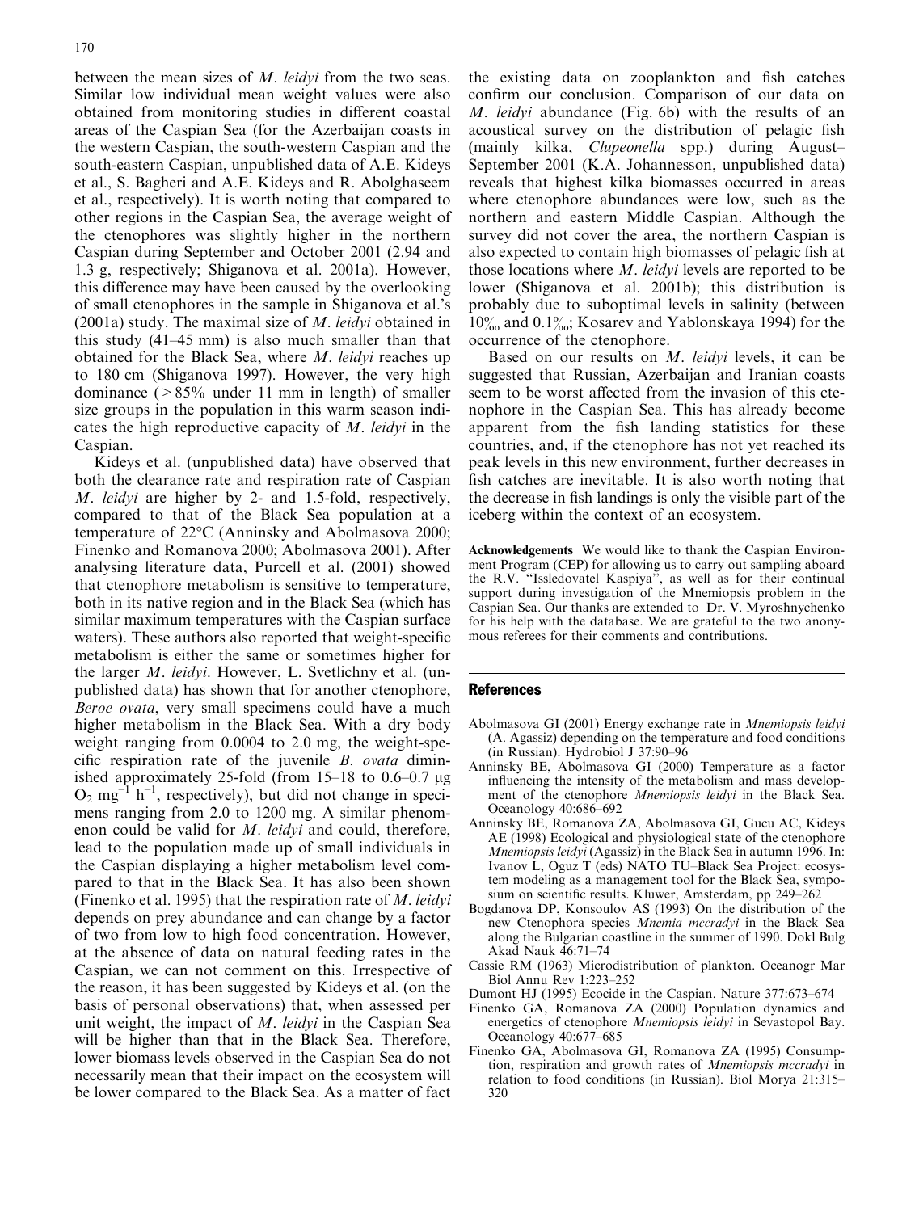between the mean sizes of *M. leidyi* from the two seas. Similar low individual mean weight values were also obtained from monitoring studies in different coastal areas of the Caspian Sea (for the Azerbaijan coasts in the western Caspian, the south-western Caspian and the south-eastern Caspian, unpublished data of A.E. Kideys et al., S. Bagheri and A.E. Kideys and R. Abolghaseem et al., respectively). It is worth noting that compared to other regions in the Caspian Sea, the average weight of the ctenophores was slightly higher in the northern Caspian during September and October 2001 (2.94 and 1.3 g, respectively; Shiganova et al. 2001a). However, this difference may have been caused by the overlooking of small ctenophores in the sample in Shiganova et al.'s (2001a) study. The maximal size of *M. leidyi* obtained in this study (41–45 mm) is also much smaller than that obtained for the Black Sea, where *M. leidyi* reaches up to 180 cm (Shiganova 1997). However, the very high dominance (>85% under 11 mm in length) of smaller size groups in the population in this warm season indicates the high reproductive capacity of *M. leidyi* in the Caspian.

Kideys et al. (unpublished data) have observed that both the clearance rate and respiration rate of Caspian *M. leidyi* are higher by 2- and 1.5-fold, respectively, compared to that of the Black Sea population at a temperature of 22°C (Anninsky and Abolmasova 2000; Finenko and Romanova 2000; Abolmasova 2001). After analysing literature data, Purcell et al. (2001) showed that ctenophore metabolism is sensitive to temperature, both in its native region and in the Black Sea (which has similar maximum temperatures with the Caspian surface waters). These authors also reported that weight-specific metabolism is either the same or sometimes higher for the larger *M. leidyi*. However, L. Svetlichny et al. (unpublished data) has shown that for another ctenophore, *Beroe ovata*, very small specimens could have a much higher metabolism in the Black Sea. With a dry body weight ranging from 0.0004 to 2.0 mg, the weight-specific respiration rate of the juvenile *B. ovata* diminished approximately 25-fold (from 15–18 to 0.6–0.7 μg $O_2$ $mg^{-1}$ $h^{-1}$, respectively), but did not change in specimens ranging from 2.0 to 1200 mg. A similar phenomenon could be valid for *M. leidyi* and could, therefore, lead to the population made up of small individuals in the Caspian displaying a higher metabolism level compared to that in the Black Sea. It has also been shown (Finenko et al. 1995) that the respiration rate of *M. leidyi* depends on prey abundance and can change by a factor of two from low to high food concentration. However, at the absence of data on natural feeding rates in the Caspian, we can not comment on this. Irrespective of the reason, it has been suggested by Kideys et al. (on the basis of personal observations) that, when assessed per unit weight, the impact of *M. leidyi* in the Caspian Sea will be higher than that in the Black Sea. Therefore, lower biomass levels observed in the Caspian Sea do not necessarily mean that their impact on the ecosystem will be lower compared to the Black Sea. As a matter of fact the existing data on zooplankton and fish catches confirm our conclusion. Comparison of our data on *M. leidyi* abundance (Fig. 6b) with the results of an acoustical survey on the distribution of pelagic fish (mainly kilka, *Clupeonella* spp.) during August–September 2001 (K.A. Johannesson, unpublished data) reveals that highest kilka biomasses occurred in areas where ctenophore abundances were low, such as the northern and eastern Middle Caspian. Although the survey did not cover the area, the northern Caspian is also expected to contain high biomasses of pelagic fish at those locations where *M. leidyi* levels are reported to be lower (Shiganova et al. 2001b); this distribution is probably due to suboptimal levels in salinity (between 10‰ and 0.1‰; Kosarev and Yablonskaya 1994) for the occurrence of the ctenophore.

Based on our results on *M. leidyi* levels, it can be suggested that Russian, Azerbaijan and Iranian coasts seem to be worst affected from the invasion of this ctenophore in the Caspian Sea. This has already become apparent from the fish landing statistics for these countries, and, if the ctenophore has not yet reached its peak levels in this new environment, further decreases in fish catches are inevitable. It is also worth noting that the decrease in fish landings is only the visible part of the iceberg within the context of an ecosystem.

**Acknowledgements** We would like to thank the Caspian Environment Program (CEP) for allowing us to carry out sampling aboard the R.V. "Issledovatel Kaspiya", as well as for their continual support during investigation of the Mnemiopsis problem in the Caspian Sea. Our thanks are extended to Dr. V. Myroshnychenko for his help with the database. We are grateful to the two anonymous referees for their comments and contributions.

## References

- Abolmasova GI (2001) Energy exchange rate in *Mnemiopsis leidyi* (A. Agassiz) depending on the temperature and food conditions (in Russian). Hydrobiol J 37:90–96
- Anninsky BE, Abolmasova GI (2000) Temperature as a factor influencing the intensity of the metabolism and mass development of the ctenophore *Mnemiopsis leidyi* in the Black Sea. Oceanology 40:686–692
- Anninsky BE, Romanova ZA, Abolmasova GI, Gucu AC, Kideys AE (1998) Ecological and physiological state of the ctenophore *Mnemiopsis leidyi* (Agassiz) in the Black Sea in autumn 1996. In: Ivanov L, Oguz T (eds) NATO TU–Black Sea Project: ecosystem modeling as a management tool for the Black Sea, symposium on scientific results. Kluwer, Amsterdam, pp 249–262
- Bogdanova DP, Konsoulov AS (1993) On the distribution of the new Ctenophora species *Mnemia mccradyi* in the Black Sea along the Bulgarian coastline in the summer of 1990. Dokl Bulg Akad Nauk 46:71–74
- Cassie RM (1963) Microdistribution of plankton. Oceanogr Mar Biol Annu Rev 1:223–252
- Dumont HJ (1995) Ecocide in the Caspian. Nature 377:673–674
- Finenko GA, Romanova ZA (2000) Population dynamics and energetics of ctenophore *Mnemiopsis leidyi* in Sevastopol Bay. Oceanology 40:677–685
- Finenko GA, Abolmasova GI, Romanova ZA (1995) Consumption, respiration and growth rates of *Mnemiopsis mccradyi* in relation to food conditions (in Russian). Biol Morya 21:315–320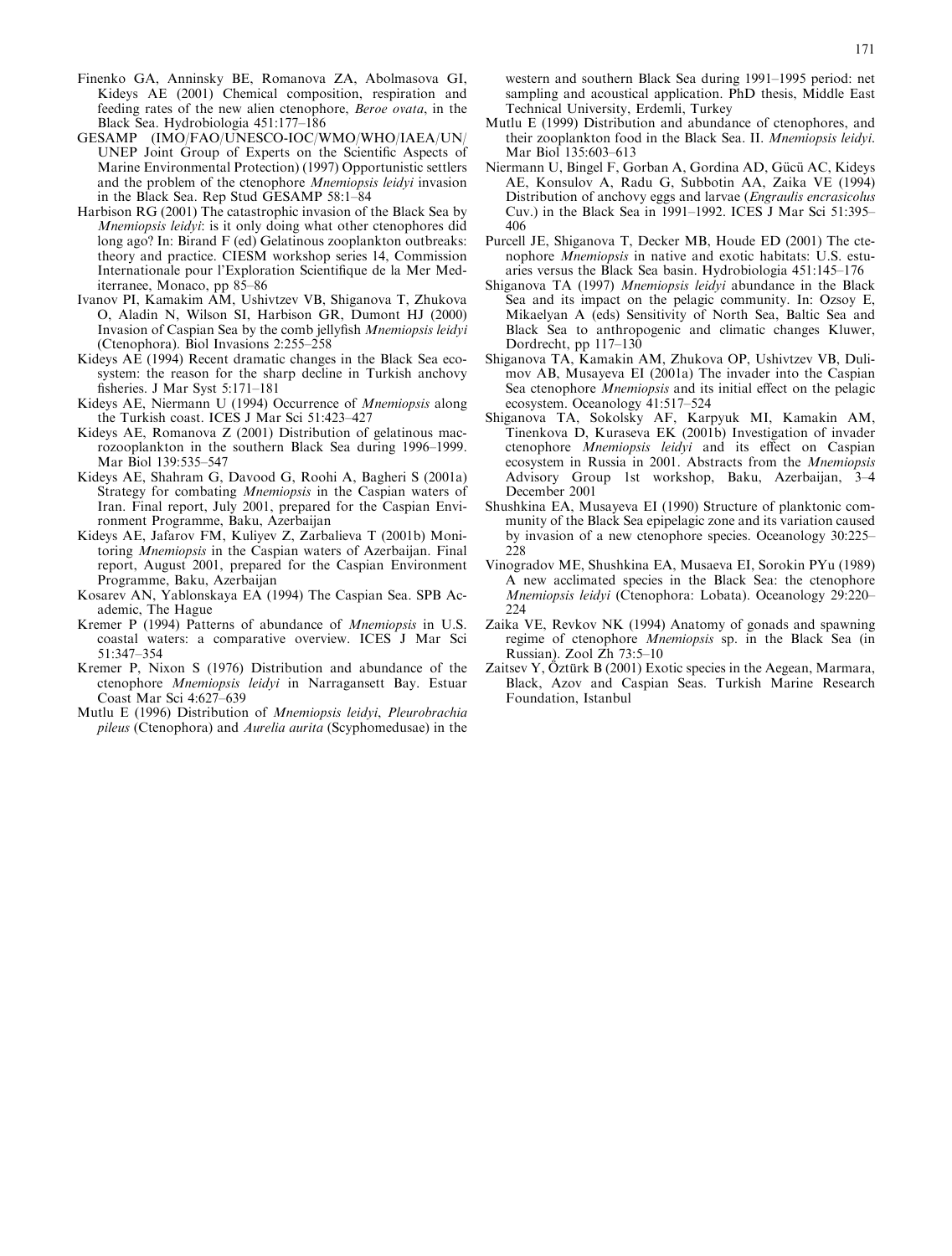Finenko GA, Anninsky BE, Romanova ZA, Abolmasova GI, Kideys AE (2001) Chemical composition, respiration and feeding rates of the new alien ctenophore, *Beroe ovata*, in the Black Sea. Hydrobiologia 451:177–186

GESAMP (IMO/FAO/UNESCO-IOC/WMO/WHO/IAEA/UN/UNEP Joint Group of Experts on the Scientific Aspects of Marine Environmental Protection) (1997) Opportunistic settlers and the problem of the ctenophore *Mnemiopsis leidyi* invasion in the Black Sea. Rep Stud GESAMP 58:1–84

Harbison RG (2001) The catastrophic invasion of the Black Sea by *Mnemiopsis leidyi*: is it only doing what other ctenophores did long ago? In: Birand F (ed) Gelatinous zooplankton outbreaks: theory and practice. CIESM workshop series 14, Commission Internationale pour l'Exploration Scientifique de la Mer Mediterranee, Monaco, pp 85–86

Ivanov PI, Kamakim AM, Ushivtzev VB, Shiganova T, Zhukova O, Aladin N, Wilson SI, Harbison GR, Dumont HJ (2000) Invasion of Caspian Sea by the comb jellyfish *Mnemiopsis leidyi* (Ctenophora). Biol Invasions 2:255–258

Kideys AE (1994) Recent dramatic changes in the Black Sea ecosystem: the reason for the sharp decline in Turkish anchovy fisheries. J Mar Syst 5:171–181

Kideys AE, Niermann U (1994) Occurrence of *Mnemiopsis* along the Turkish coast. ICES J Mar Sci 51:423–427

Kideys AE, Romanova Z (2001) Distribution of gelatinous macrozooplankton in the southern Black Sea during 1996–1999. Mar Biol 139:535–547

Kideys AE, Shahram G, Davood G, Roohi A, Bagheri S (2001a) Strategy for combating *Mnemiopsis* in the Caspian waters of Iran. Final report, July 2001, prepared for the Caspian Environment Programme, Baku, Azerbaijan

Kideys AE, Jafarov FM, Kuliyev Z, Zarbalieva T (2001b) Monitoring *Mnemiopsis* in the Caspian waters of Azerbaijan. Final report, August 2001, prepared for the Caspian Environment Programme, Baku, Azerbaijan

Kosarev AN, Yablonskaya EA (1994) The Caspian Sea. SPB Academic, The Hague

Kremer P (1994) Patterns of abundance of *Mnemiopsis* in U.S. coastal waters: a comparative overview. ICES J Mar Sci 51:347–354

Kremer P, Nixon S (1976) Distribution and abundance of the ctenophore *Mnemiopsis leidyi* in Narragansett Bay. Estuar Coast Mar Sci 4:627–639

Mutlu E (1996) Distribution of *Mnemiopsis leidyi*, *Pleurobrachia pileus* (Ctenophora) and *Aurelia aurita* (Scyphomedusae) in the western and southern Black Sea during 1991–1995 period: net sampling and acoustical application. PhD thesis, Middle East Technical University, Erdemli, Turkey

Mutlu E (1999) Distribution and abundance of ctenophores, and their zooplankton food in the Black Sea. II. *Mnemiopsis leidyi*. Mar Biol 135:603–613

Niermann U, Bingel F, Gorban A, Gordina AD, Gücü AC, Kideys AE, Konsulov A, Radu G, Subbotin AA, Zaika VE (1994) Distribution of anchovy eggs and larvae (*Engraulis encrasicolus* Cuv.) in the Black Sea in 1991–1992. ICES J Mar Sci 51:395–406

Purcell JE, Shiganova T, Decker MB, Houde ED (2001) The ctenophore *Mnemiopsis* in native and exotic habitats: U.S. estuaries versus the Black Sea basin. Hydrobiologia 451:145–176

Shiganova TA (1997) *Mnemiopsis leidyi* abundance in the Black Sea and its impact on the pelagic community. In: Ozsoy E, Mikaelyan A (eds) Sensitivity of North Sea, Baltic Sea and Black Sea to anthropogenic and climatic changes Kluwer, Dordrecht, pp 117–130

Shiganova TA, Kamakin AM, Zhukova OP, Ushivtzev VB, Dulimov AB, Musayeva EI (2001a) The invader into the Caspian Sea ctenophore *Mnemiopsis* and its initial effect on the pelagic ecosystem. Oceanology 41:517–524

Shiganova TA, Sokolsky AF, Karpyuk MI, Kamakin AM, Tinenkova D, Kuraseva EK (2001b) Investigation of invader ctenophore *Mnemiopsis leidyi* and its effect on Caspian ecosystem in Russia in 2001. Abstracts from the *Mnemiopsis* Advisory Group 1st workshop, Baku, Azerbaijan, 3–4 December 2001

Shushkina EA, Musayeva EI (1990) Structure of planktonic community of the Black Sea epipelagic zone and its variation caused by invasion of a new ctenophore species. Oceanology 30:225–228

Vinogradov ME, Shushkina EA, Musaeva EI, Sorokin PYu (1989) A new acclimated species in the Black Sea: the ctenophore *Mnemiopsis leidyi* (Ctenophora: Lobata). Oceanology 29:220–224

Zaika VE, Revkov NK (1994) Anatomy of gonads and spawning regime of ctenophore *Mnemiopsis* sp. in the Black Sea (in Russian). Zool Zh 73:5–10

Zaitsev Y, Öztürk B (2001) Exotic species in the Aegean, Marmara, Black, Azov and Caspian Seas. Turkish Marine Research Foundation, Istanbul